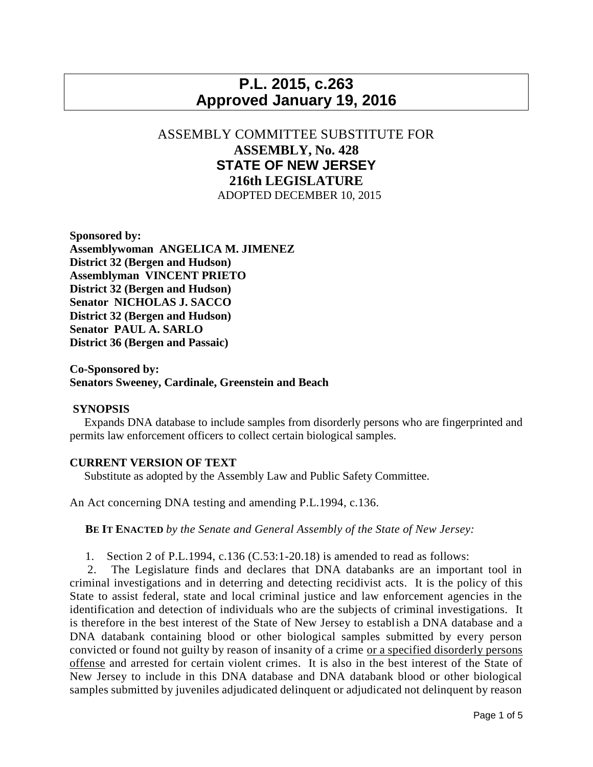# P.L. 2015, c.263
# Approved January 19, 2016

ASSEMBLY COMMITTEE SUBSTITUTE FOR

**ASSEMBLY, No. 428**

**STATE OF NEW JERSEY**

**216th LEGISLATURE**

ADOPTED DECEMBER 10, 2015

**Sponsored by:**
**Assemblywoman ANGELICA M. JIMENEZ**
**District 32 (Bergen and Hudson)**
**Assemblyman VINCENT PRIETO**
**District 32 (Bergen and Hudson)**
**Senator NICHOLAS J. SACCO**
**District 32 (Bergen and Hudson)**
**Senator PAUL A. SARLO**
**District 36 (Bergen and Passaic)**

**Co-Sponsored by:**
**Senators Sweeney, Cardinale, Greenstein and Beach**

**SYNOPSIS**

Expands DNA database to include samples from disorderly persons who are fingerprinted and permits law enforcement officers to collect certain biological samples.

**CURRENT VERSION OF TEXT**

Substitute as adopted by the Assembly Law and Public Safety Committee.

An Act concerning DNA testing and amending P.L.1994, c.136.

**BE IT ENACTED** *by the Senate and General Assembly of the State of New Jersey:*

1. Section 2 of P.L.1994, c.136 (C.53:1-20.18) is amended to read as follows:

2. The Legislature finds and declares that DNA databanks are an important tool in criminal investigations and in deterring and detecting recidivist acts. It is the policy of this State to assist federal, state and local criminal justice and law enforcement agencies in the identification and detection of individuals who are the subjects of criminal investigations. It is therefore in the best interest of the State of New Jersey to establish a DNA database and a DNA databank containing blood or other biological samples submitted by every person convicted or found not guilty by reason of insanity of a crime or a specified disorderly persons offense and arrested for certain violent crimes. It is also in the best interest of the State of New Jersey to include in this DNA database and DNA databank blood or other biological samples submitted by juveniles adjudicated delinquent or adjudicated not delinquent by reason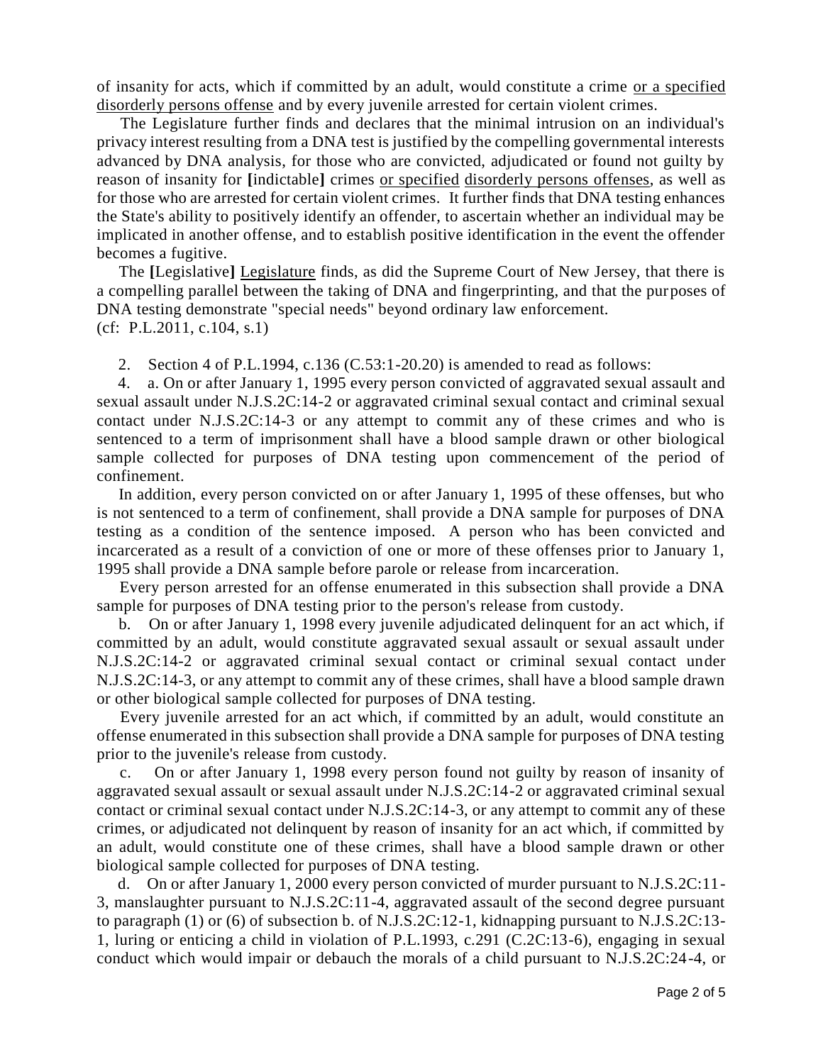of insanity for acts, which if committed by an adult, would constitute a crime <u>or a specified disorderly persons offense</u> and by every juvenile arrested for certain violent crimes.

The Legislature further finds and declares that the minimal intrusion on an individual's privacy interest resulting from a DNA test is justified by the compelling governmental interests advanced by DNA analysis, for those who are convicted, adjudicated or found not guilty by reason of insanity for **[**indictable**]** crimes <u>or specified disorderly persons offenses</u>, as well as for those who are arrested for certain violent crimes. It further finds that DNA testing enhances the State's ability to positively identify an offender, to ascertain whether an individual may be implicated in another offense, and to establish positive identification in the event the offender becomes a fugitive.

The **[**Legislative**]** <u>Legislature</u> finds, as did the Supreme Court of New Jersey, that there is a compelling parallel between the taking of DNA and fingerprinting, and that the purposes of DNA testing demonstrate "special needs" beyond ordinary law enforcement.
(cf: P.L.2011, c.104, s.1)

2. Section 4 of P.L.1994, c.136 (C.53:1-20.20) is amended to read as follows:

4. a. On or after January 1, 1995 every person convicted of aggravated sexual assault and sexual assault under N.J.S.2C:14-2 or aggravated criminal sexual contact and criminal sexual contact under N.J.S.2C:14-3 or any attempt to commit any of these crimes and who is sentenced to a term of imprisonment shall have a blood sample drawn or other biological sample collected for purposes of DNA testing upon commencement of the period of confinement.

In addition, every person convicted on or after January 1, 1995 of these offenses, but who is not sentenced to a term of confinement, shall provide a DNA sample for purposes of DNA testing as a condition of the sentence imposed. A person who has been convicted and incarcerated as a result of a conviction of one or more of these offenses prior to January 1, 1995 shall provide a DNA sample before parole or release from incarceration.

Every person arrested for an offense enumerated in this subsection shall provide a DNA sample for purposes of DNA testing prior to the person's release from custody.

b. On or after January 1, 1998 every juvenile adjudicated delinquent for an act which, if committed by an adult, would constitute aggravated sexual assault or sexual assault under N.J.S.2C:14-2 or aggravated criminal sexual contact or criminal sexual contact under N.J.S.2C:14-3, or any attempt to commit any of these crimes, shall have a blood sample drawn or other biological sample collected for purposes of DNA testing.

Every juvenile arrested for an act which, if committed by an adult, would constitute an offense enumerated in this subsection shall provide a DNA sample for purposes of DNA testing prior to the juvenile's release from custody.

c. On or after January 1, 1998 every person found not guilty by reason of insanity of aggravated sexual assault or sexual assault under N.J.S.2C:14-2 or aggravated criminal sexual contact or criminal sexual contact under N.J.S.2C:14-3, or any attempt to commit any of these crimes, or adjudicated not delinquent by reason of insanity for an act which, if committed by an adult, would constitute one of these crimes, shall have a blood sample drawn or other biological sample collected for purposes of DNA testing.

d. On or after January 1, 2000 every person convicted of murder pursuant to N.J.S.2C:11-3, manslaughter pursuant to N.J.S.2C:11-4, aggravated assault of the second degree pursuant to paragraph (1) or (6) of subsection b. of N.J.S.2C:12-1, kidnapping pursuant to N.J.S.2C:13-1, luring or enticing a child in violation of P.L.1993, c.291 (C.2C:13-6), engaging in sexual conduct which would impair or debauch the morals of a child pursuant to N.J.S.2C:24-4, or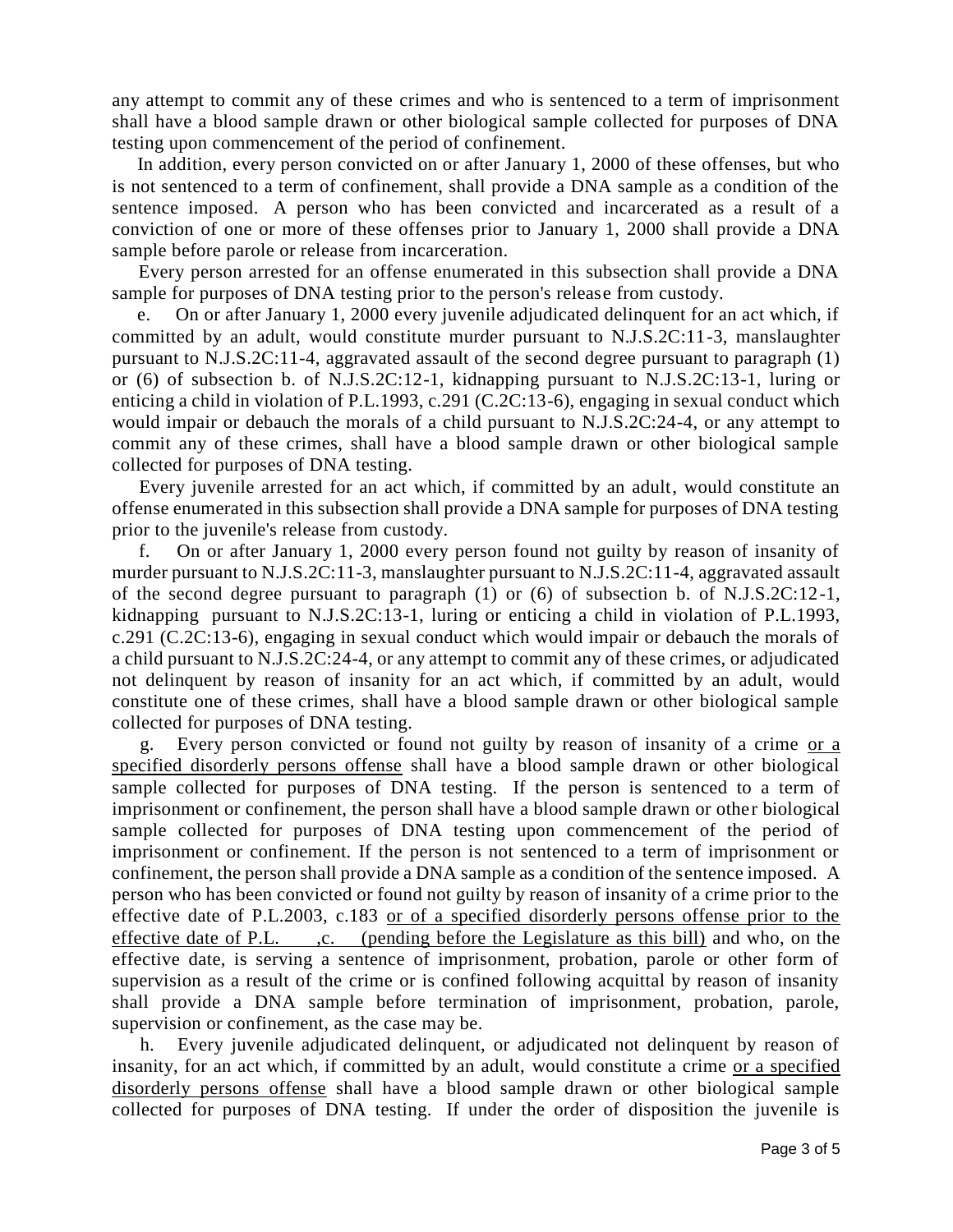any attempt to commit any of these crimes and who is sentenced to a term of imprisonment shall have a blood sample drawn or other biological sample collected for purposes of DNA testing upon commencement of the period of confinement.

In addition, every person convicted on or after January 1, 2000 of these offenses, but who is not sentenced to a term of confinement, shall provide a DNA sample as a condition of the sentence imposed. A person who has been convicted and incarcerated as a result of a conviction of one or more of these offenses prior to January 1, 2000 shall provide a DNA sample before parole or release from incarceration.

Every person arrested for an offense enumerated in this subsection shall provide a DNA sample for purposes of DNA testing prior to the person's release from custody.

e. On or after January 1, 2000 every juvenile adjudicated delinquent for an act which, if committed by an adult, would constitute murder pursuant to N.J.S.2C:11-3, manslaughter pursuant to N.J.S.2C:11-4, aggravated assault of the second degree pursuant to paragraph (1) or (6) of subsection b. of N.J.S.2C:12-1, kidnapping pursuant to N.J.S.2C:13-1, luring or enticing a child in violation of P.L.1993, c.291 (C.2C:13-6), engaging in sexual conduct which would impair or debauch the morals of a child pursuant to N.J.S.2C:24-4, or any attempt to commit any of these crimes, shall have a blood sample drawn or other biological sample collected for purposes of DNA testing.

Every juvenile arrested for an act which, if committed by an adult, would constitute an offense enumerated in this subsection shall provide a DNA sample for purposes of DNA testing prior to the juvenile's release from custody.

f. On or after January 1, 2000 every person found not guilty by reason of insanity of murder pursuant to N.J.S.2C:11-3, manslaughter pursuant to N.J.S.2C:11-4, aggravated assault of the second degree pursuant to paragraph (1) or (6) of subsection b. of N.J.S.2C:12-1, kidnapping pursuant to N.J.S.2C:13-1, luring or enticing a child in violation of P.L.1993, c.291 (C.2C:13-6), engaging in sexual conduct which would impair or debauch the morals of a child pursuant to N.J.S.2C:24-4, or any attempt to commit any of these crimes, or adjudicated not delinquent by reason of insanity for an act which, if committed by an adult, would constitute one of these crimes, shall have a blood sample drawn or other biological sample collected for purposes of DNA testing.

g. Every person convicted or found not guilty by reason of insanity of a crime <u>or a specified disorderly persons offense</u> shall have a blood sample drawn or other biological sample collected for purposes of DNA testing. If the person is sentenced to a term of imprisonment or confinement, the person shall have a blood sample drawn or other biological sample collected for purposes of DNA testing upon commencement of the period of imprisonment or confinement. If the person is not sentenced to a term of imprisonment or confinement, the person shall provide a DNA sample as a condition of the sentence imposed. A person who has been convicted or found not guilty by reason of insanity of a crime prior to the effective date of P.L.2003, c.183 <u>or of a specified disorderly persons offense prior to the effective date of P.L. ,c. (pending before the Legislature as this bill)</u> and who, on the effective date, is serving a sentence of imprisonment, probation, parole or other form of supervision as a result of the crime or is confined following acquittal by reason of insanity shall provide a DNA sample before termination of imprisonment, probation, parole, supervision or confinement, as the case may be.

h. Every juvenile adjudicated delinquent, or adjudicated not delinquent by reason of insanity, for an act which, if committed by an adult, would constitute a crime <u>or a specified disorderly persons offense</u> shall have a blood sample drawn or other biological sample collected for purposes of DNA testing. If under the order of disposition the juvenile is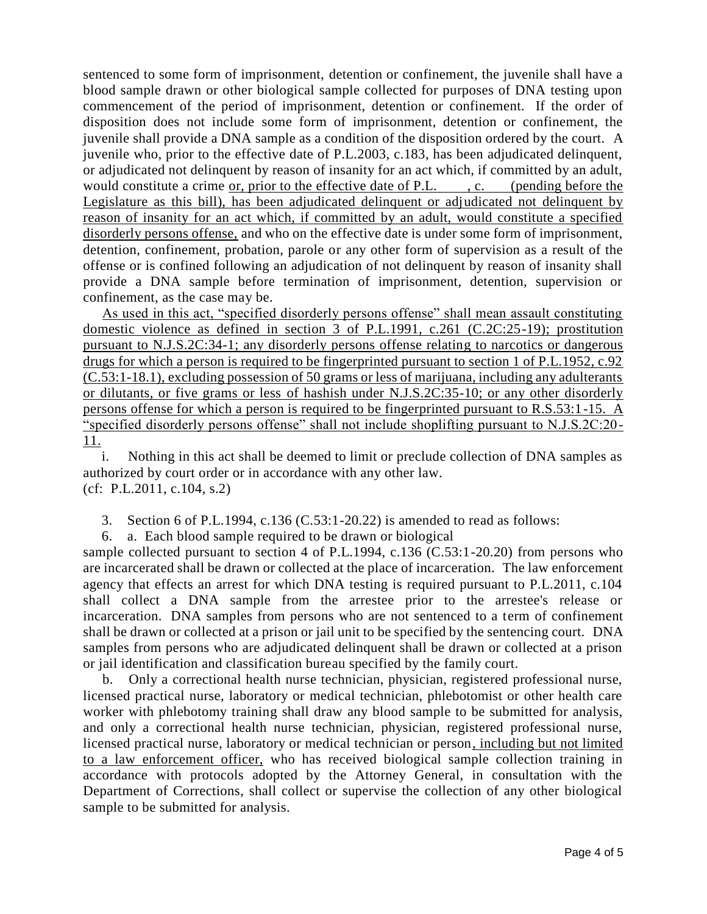sentenced to some form of imprisonment, detention or confinement, the juvenile shall have a blood sample drawn or other biological sample collected for purposes of DNA testing upon commencement of the period of imprisonment, detention or confinement. If the order of disposition does not include some form of imprisonment, detention or confinement, the juvenile shall provide a DNA sample as a condition of the disposition ordered by the court. A juvenile who, prior to the effective date of P.L.2003, c.183, has been adjudicated delinquent, or adjudicated not delinquent by reason of insanity for an act which, if committed by an adult, would constitute a crime or, prior to the effective date of P.L. , c. (pending before the Legislature as this bill), has been adjudicated delinquent or adjudicated not delinquent by reason of insanity for an act which, if committed by an adult, would constitute a specified disorderly persons offense, and who on the effective date is under some form of imprisonment, detention, confinement, probation, parole or any other form of supervision as a result of the offense or is confined following an adjudication of not delinquent by reason of insanity shall provide a DNA sample before termination of imprisonment, detention, supervision or confinement, as the case may be.

As used in this act, "specified disorderly persons offense" shall mean assault constituting domestic violence as defined in section 3 of P.L.1991, c.261 (C.2C:25-19); prostitution pursuant to N.J.S.2C:34-1; any disorderly persons offense relating to narcotics or dangerous drugs for which a person is required to be fingerprinted pursuant to section 1 of P.L.1952, c.92 (C.53:1-18.1), excluding possession of 50 grams or less of marijuana, including any adulterants or dilutants, or five grams or less of hashish under N.J.S.2C:35-10; or any other disorderly persons offense for which a person is required to be fingerprinted pursuant to R.S.53:1-15. A "specified disorderly persons offense" shall not include shoplifting pursuant to N.J.S.2C:20-11.

i. Nothing in this act shall be deemed to limit or preclude collection of DNA samples as authorized by court order or in accordance with any other law.

(cf: P.L.2011, c.104, s.2)

3. Section 6 of P.L.1994, c.136 (C.53:1-20.22) is amended to read as follows:

6. a. Each blood sample required to be drawn or biological sample collected pursuant to section 4 of P.L.1994, c.136 (C.53:1-20.20) from persons who are incarcerated shall be drawn or collected at the place of incarceration. The law enforcement agency that effects an arrest for which DNA testing is required pursuant to P.L.2011, c.104 shall collect a DNA sample from the arrestee prior to the arrestee's release or incarceration. DNA samples from persons who are not sentenced to a term of confinement shall be drawn or collected at a prison or jail unit to be specified by the sentencing court. DNA samples from persons who are adjudicated delinquent shall be drawn or collected at a prison or jail identification and classification bureau specified by the family court.

b. Only a correctional health nurse technician, physician, registered professional nurse, licensed practical nurse, laboratory or medical technician, phlebotomist or other health care worker with phlebotomy training shall draw any blood sample to be submitted for analysis, and only a correctional health nurse technician, physician, registered professional nurse, licensed practical nurse, laboratory or medical technician or person, including but not limited to a law enforcement officer, who has received biological sample collection training in accordance with protocols adopted by the Attorney General, in consultation with the Department of Corrections, shall collect or supervise the collection of any other biological sample to be submitted for analysis.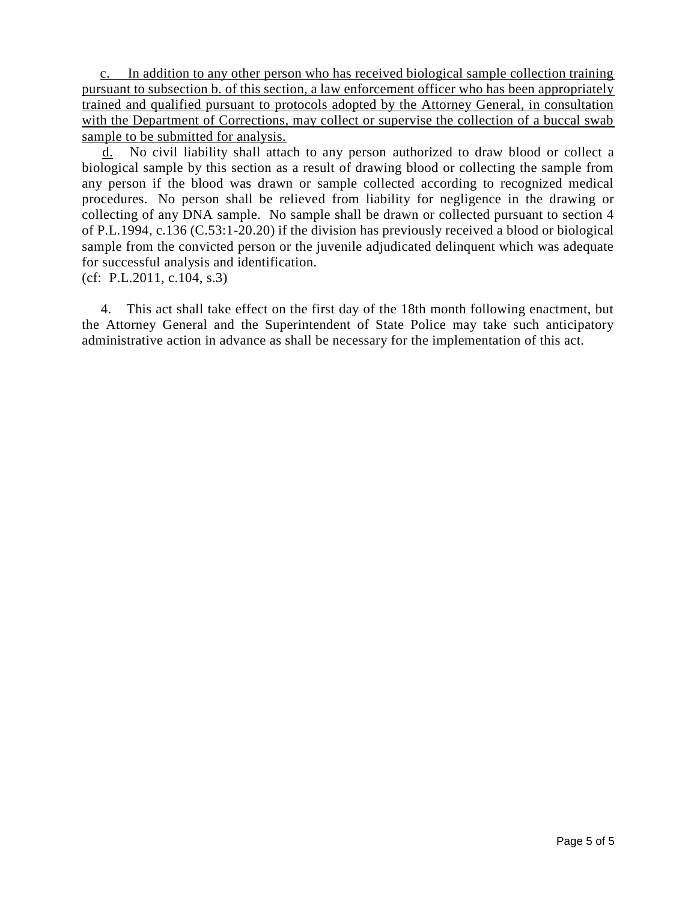c. In addition to any other person who has received biological sample collection training pursuant to subsection b. of this section, a law enforcement officer who has been appropriately trained and qualified pursuant to protocols adopted by the Attorney General, in consultation with the Department of Corrections, may collect or supervise the collection of a buccal swab sample to be submitted for analysis.

d. No civil liability shall attach to any person authorized to draw blood or collect a biological sample by this section as a result of drawing blood or collecting the sample from any person if the blood was drawn or sample collected according to recognized medical procedures. No person shall be relieved from liability for negligence in the drawing or collecting of any DNA sample. No sample shall be drawn or collected pursuant to section 4 of P.L.1994, c.136 (C.53:1-20.20) if the division has previously received a blood or biological sample from the convicted person or the juvenile adjudicated delinquent which was adequate for successful analysis and identification.

(cf: P.L.2011, c.104, s.3)

4. This act shall take effect on the first day of the 18th month following enactment, but the Attorney General and the Superintendent of State Police may take such anticipatory administrative action in advance as shall be necessary for the implementation of this act.